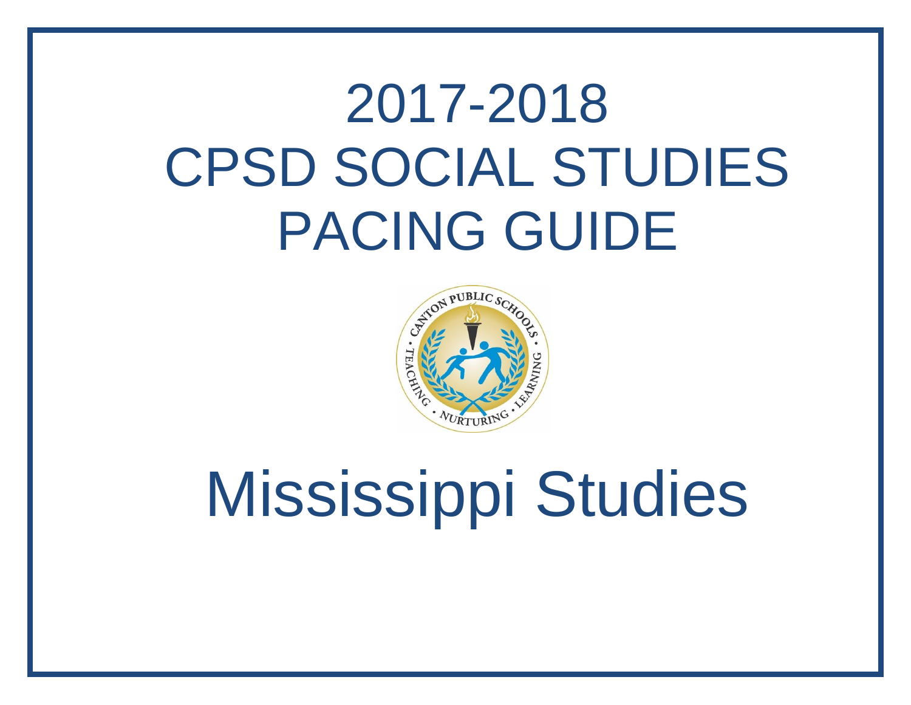# 2017-2018 CPSD SOCIAL STUDIES PACING GUIDE

# Mississippi Studies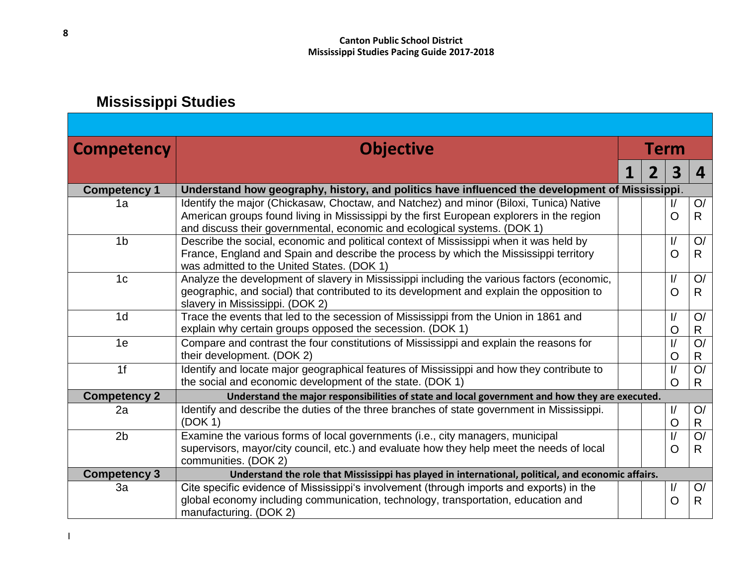# Mississippi Studies

| Competency | Objective | Term | | | |
|---|---|---|---|---|---|
| | | 1 | 2 | 3 | 4 |
| **Competency 1** | **Understand how geography, history, and politics have influenced the development of Mississippi.** | | | | |
| 1a | Identify the major (Chickasaw, Choctaw, and Natchez) and minor (Biloxi, Tunica) Native American groups found living in Mississippi by the first European explorers in the region and discuss their governmental, economic and ecological systems. (DOK 1) | | | I/O | O/R |
| 1b | Describe the social, economic and political context of Mississippi when it was held by France, England and Spain and describe the process by which the Mississippi territory was admitted to the United States. (DOK 1) | | | I/O | O/R |
| 1c | Analyze the development of slavery in Mississippi including the various factors (economic, geographic, and social) that contributed to its development and explain the opposition to slavery in Mississippi. (DOK 2) | | | I/O | O/R |
| 1d | Trace the events that led to the secession of Mississippi from the Union in 1861 and explain why certain groups opposed the secession. (DOK 1) | | | I/O | O/R |
| 1e | Compare and contrast the four constitutions of Mississippi and explain the reasons for their development. (DOK 2) | | | I/O | O/R |
| 1f | Identify and locate major geographical features of Mississippi and how they contribute to the social and economic development of the state. (DOK 1) | | | I/O | O/R |
| **Competency 2** | **Understand the major responsibilities of state and local government and how they are executed.** | | | | |
| 2a | Identify and describe the duties of the three branches of state government in Mississippi. (DOK 1) | | | I/O | O/R |
| 2b | Examine the various forms of local governments (i.e., city managers, municipal supervisors, mayor/city council, etc.) and evaluate how they help meet the needs of local communities. (DOK 2) | | | I/O | O/R |
| **Competency 3** | **Understand the role that Mississippi has played in international, political, and economic affairs.** | | | | |
| 3a | Cite specific evidence of Mississippi's involvement (through imports and exports) in the global economy including communication, technology, transportation, education and manufacturing. (DOK 2) | | | I/O | O/R |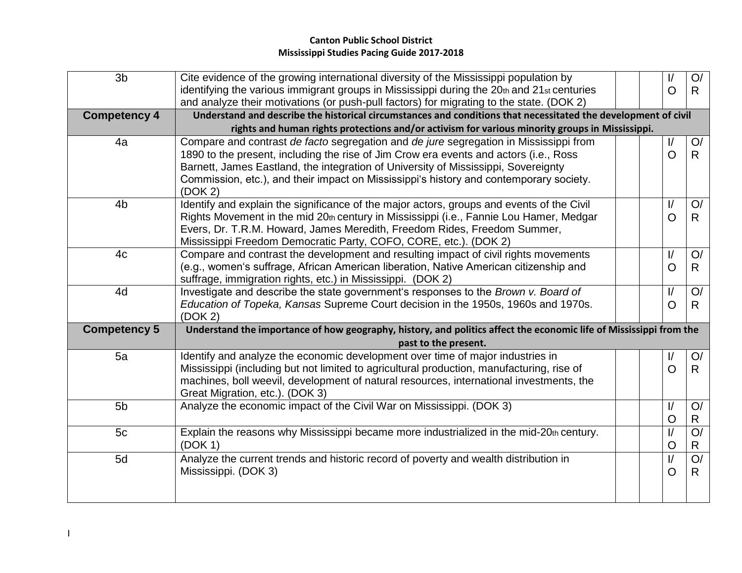| 3b | Cite evidence of the growing international diversity of the Mississippi population by identifying the various immigrant groups in Mississippi during the 20th and 21st centuries and analyze their motivations (or push-pull factors) for migrating to the state. (DOK 2) | | | I/O | O/R |
|---|---|---|---|---|---|
| **Competency 4** | **Understand and describe the historical circumstances and conditions that necessitated the development of civil rights and human rights protections and/or activism for various minority groups in Mississippi.** | | | | |
| 4a | Compare and contrast *de facto* segregation and *de jure* segregation in Mississippi from 1890 to the present, including the rise of Jim Crow era events and actors (i.e., Ross Barnett, James Eastland, the integration of University of Mississippi, Sovereignty Commission, etc.), and their impact on Mississippi's history and contemporary society. (DOK 2) | | | I/O | O/R |
| 4b | Identify and explain the significance of the major actors, groups and events of the Civil Rights Movement in the mid 20th century in Mississippi (i.e., Fannie Lou Hamer, Medgar Evers, Dr. T.R.M. Howard, James Meredith, Freedom Rides, Freedom Summer, Mississippi Freedom Democratic Party, COFO, CORE, etc.). (DOK 2) | | | I/O | O/R |
| 4c | Compare and contrast the development and resulting impact of civil rights movements (e.g., women's suffrage, African American liberation, Native American citizenship and suffrage, immigration rights, etc.) in Mississippi. (DOK 2) | | | I/O | O/R |
| 4d | Investigate and describe the state government's responses to the *Brown v. Board of Education of Topeka, Kansas* Supreme Court decision in the 1950s, 1960s and 1970s. (DOK 2) | | | I/O | O/R |
| **Competency 5** | **Understand the importance of how geography, history, and politics affect the economic life of Mississippi from the past to the present.** | | | | |
| 5a | Identify and analyze the economic development over time of major industries in Mississippi (including but not limited to agricultural production, manufacturing, rise of machines, boll weevil, development of natural resources, international investments, the Great Migration, etc.). (DOK 3) | | | I/O | O/R |
| 5b | Analyze the economic impact of the Civil War on Mississippi. (DOK 3) | | | I/O | O/R |
| 5c | Explain the reasons why Mississippi became more industrialized in the mid-20th century. (DOK 1) | | | I/O | O/R |
| 5d | Analyze the current trends and historic record of poverty and wealth distribution in Mississippi. (DOK 3) | | | I/O | O/R |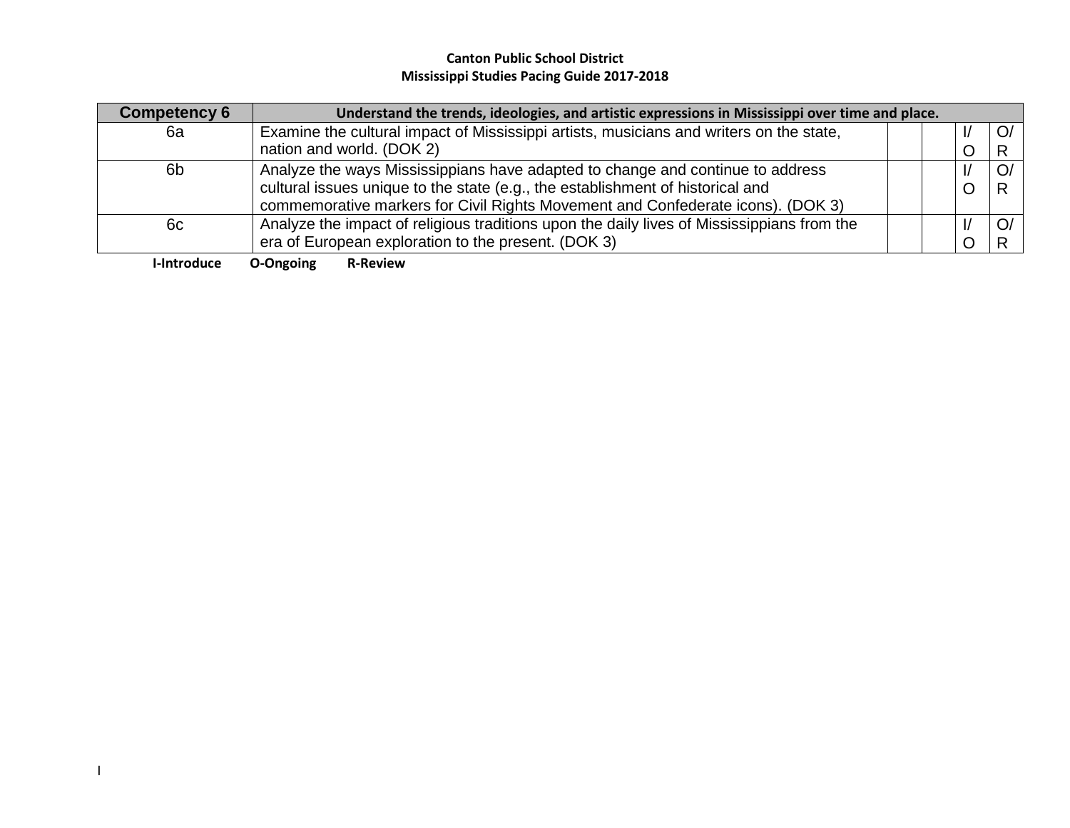**Canton Public School District**
**Mississippi Studies Pacing Guide 2017-2018**

| Competency 6 | Understand the trends, ideologies, and artistic expressions in Mississippi over time and place. | | | | |
|---|---|---|---|---|---|
| 6a | Examine the cultural impact of Mississippi artists, musicians and writers on the state, nation and world. (DOK 2) | | | I/O | O/R |
| 6b | Analyze the ways Mississippians have adapted to change and continue to address cultural issues unique to the state (e.g., the establishment of historical and commemorative markers for Civil Rights Movement and Confederate icons). (DOK 3) | | | I/O | O/R |
| 6c | Analyze the impact of religious traditions upon the daily lives of Mississippians from the era of European exploration to the present. (DOK 3) | | | I/O | O/R |

**I-Introduce O-Ongoing R-Review**